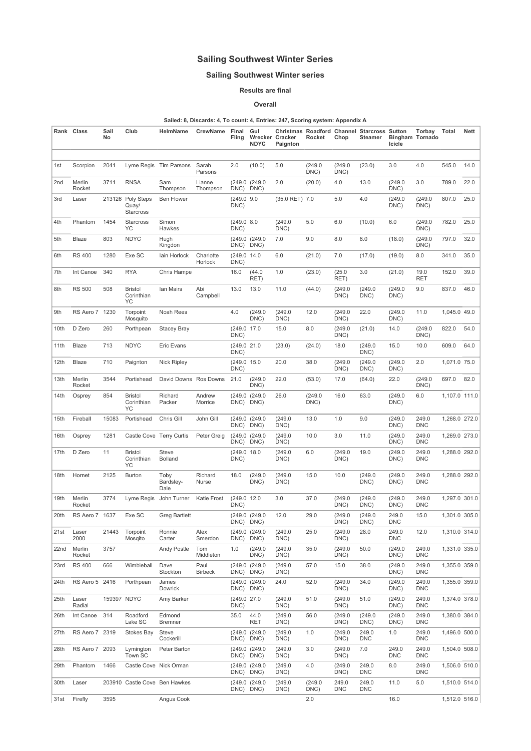# Sailing Southwest Winter Series

## Sailing Southwest Winter series

**Results are final**

**Overall**

**Sailed: 8, Discards: 4, To count: 4, Entries: 247, Scoring system: Appendix A**

| Rank | Class | Sail No | Club | HelmName | CrewName | Final Fling | Gul Wrecker NDYC | Christmas Cracker Paignton | Roadford Rocket | Channel Chop | Starcross Steamer | Sutton Bingham Icicle | Torbay Tornado | Total | Nett |
|---|---|---|---|---|---|---|---|---|---|---|---|---|---|---|---|
| 1st | Scorpion | 2041 | Lyme Regis | Tim Parsons | Sarah Parsons | 2.0 | (10.0) | 5.0 | (249.0 DNC) | (249.0 DNC) | (23.0) | 3.0 | 4.0 | 545.0 | 14.0 |
| 2nd | Merlin Rocket | 3711 | RNSA | Sam Thompson | Lianne Thompson | (249.0 DNC) | (249.0 DNC) | 2.0 | (20.0) | 4.0 | 13.0 | (249.0 DNC) | 3.0 | 789.0 | 22.0 |
| 3rd | Laser | 213126 | Poly Steps Quay/ Starcross | Ben Flower | | (249.0 DNC) | 9.0 | (35.0 RET) | 7.0 | 5.0 | 4.0 | (249.0 DNC) | (249.0 DNC) | 807.0 | 25.0 |
| 4th | Phantom | 1454 | Starcross YC | Simon Hawkes | | (249.0 DNC) | 8.0 | (249.0 DNC) | 5.0 | 6.0 | (10.0) | 6.0 | (249.0 DNC) | 782.0 | 25.0 |
| 5th | Blaze | 803 | NDYC | Hugh Kingdon | | (249.0 DNC) | (249.0 DNC) | 7.0 | 9.0 | 8.0 | 8.0 | (18.0) | (249.0 DNC) | 797.0 | 32.0 |
| 6th | RS 400 | 1280 | Exe SC | Iain Horlock | Charlotte Horlock | (249.0 DNC) | 14.0 | 6.0 | (21.0) | 7.0 | (17.0) | (19.0) | 8.0 | 341.0 | 35.0 |
| 7th | Int Canoe | 340 | RYA | Chris Hampe | | 16.0 | (44.0 RET) | 1.0 | (23.0) | (25.0 RET) | 3.0 | (21.0) | 19.0 RET | 152.0 | 39.0 |
| 8th | RS 500 | 508 | Bristol Corinthian YC | Ian Mairs | Abi Campbell | 13.0 | 13.0 | 11.0 | (44.0) | (249.0 DNC) | (249.0 DNC) | (249.0 DNC) | 9.0 | 837.0 | 46.0 |
| 9th | RS Aero 7 | 1230 | Torpoint Mosquito | Noah Rees | | 4.0 | (249.0 DNC) | (249.0 DNC) | 12.0 | (249.0 DNC) | 22.0 | (249.0 DNC) | 11.0 | 1,045.0 | 49.0 |
| 10th | D Zero | 260 | Porthpean | Stacey Bray | | (249.0 DNC) | 17.0 | 15.0 | 8.0 | (249.0 DNC) | (21.0) | 14.0 | (249.0 DNC) | 822.0 | 54.0 |
| 11th | Blaze | 713 | NDYC | Eric Evans | | (249.0 DNC) | 21.0 | (23.0) | (24.0) | 18.0 | (249.0 DNC) | 15.0 | 10.0 | 609.0 | 64.0 |
| 12th | Blaze | 710 | Paignton | Nick Ripley | | (249.0 DNC) | 15.0 | 20.0 | 38.0 | (249.0 DNC) | (249.0 DNC) | (249.0 DNC) | 2.0 | 1,071.0 | 75.0 |
| 13th | Merlin Rocket | 3544 | Portishead | David Downs | Ros Downs | 21.0 | (249.0 DNC) | 22.0 | (53.0) | 17.0 | (64.0) | 22.0 | (249.0 DNC) | 697.0 | 82.0 |
| 14th | Osprey | 854 | Bristol Corinthian YC | Richard Packer | Andrew Morrice | (249.0 DNC) | (249.0 DNC) | 26.0 | (249.0 DNC) | 16.0 | 63.0 | (249.0 DNC) | 6.0 | 1,107.0 | 111.0 |
| 15th | Fireball | 15083 | Portishead | Chris Gill | John Gill | (249.0 DNC) | (249.0 DNC) | (249.0 DNC) | 13.0 | 1.0 | 9.0 | (249.0 DNC) | 249.0 DNC | 1,268.0 | 272.0 |
| 16th | Osprey | 1281 | Castle Cove | Terry Curtis | Peter Greig | (249.0 DNC) | (249.0 DNC) | (249.0 DNC) | 10.0 | 3.0 | 11.0 | (249.0 DNC) | 249.0 DNC | 1,269.0 | 273.0 |
| 17th | D Zero | 11 | Bristol Corinthian YC | Steve Bolland | | (249.0 DNC) | 18.0 | (249.0 DNC) | 6.0 | (249.0 DNC) | 19.0 | (249.0 DNC) | 249.0 DNC | 1,288.0 | 292.0 |
| 18th | Hornet | 2125 | Burton | Toby Bardsley-Dale | Richard Nurse | 18.0 | (249.0 DNC) | (249.0 DNC) | 15.0 | 10.0 | (249.0 DNC) | (249.0 DNC) | 249.0 DNC | 1,288.0 | 292.0 |
| 19th | Merlin Rocket | 3774 | Lyme Regis | John Turner | Katie Frost | (249.0 DNC) | 12.0 | 3.0 | 37.0 | (249.0 DNC) | (249.0 DNC) | (249.0 DNC) | 249.0 DNC | 1,297.0 | 301.0 |
| 20th | RS Aero 7 | 1637 | Exe SC | Greg Bartlett | | (249.0 DNC) | (249.0 DNC) | 12.0 | 29.0 | (249.0 DNC) | (249.0 DNC) | 249.0 DNC | 15.0 | 1,301.0 | 305.0 |
| 21st | Laser 2000 | 21443 | Torpoint Mosqito | Ronnie Carter | Alex Smerdon | (249.0 DNC) | (249.0 DNC) | (249.0 DNC) | 25.0 | (249.0 DNC) | 28.0 | 249.0 DNC | 12.0 | 1,310.0 | 314.0 |
| 22nd | Merlin Rocket | 3757 | | Andy Postle | Tom Middleton | 1.0 | (249.0 DNC) | (249.0 DNC) | 35.0 | (249.0 DNC) | 50.0 | (249.0 DNC) | 249.0 DNC | 1,331.0 | 335.0 |
| 23rd | RS 400 | 666 | Wimbleball | Dave Stockton | Paul Birbeck | (249.0 DNC) | (249.0 DNC) | (249.0 DNC) | 57.0 | 15.0 | 38.0 | (249.0 DNC) | 249.0 DNC | 1,355.0 | 359.0 |
| 24th | RS Aero 5 | 2416 | Porthpean | James Dowrick | | (249.0 DNC) | (249.0 DNC) | 24.0 | 52.0 | (249.0 DNC) | 34.0 | (249.0 DNC) | 249.0 DNC | 1,355.0 | 359.0 |
| 25th | Laser Radial | 159397 | NDYC | Amy Barker | | (249.0 DNC) | 27.0 | (249.0 DNC) | 51.0 | (249.0 DNC) | 51.0 | (249.0 DNC) | 249.0 DNC | 1,374.0 | 378.0 |
| 26th | Int Canoe | 314 | Roadford Lake SC | Edmond Bremner | | 35.0 | 44.0 RET | (249.0 DNC) | 56.0 | (249.0 DNC) | (249.0 DNC) | (249.0 DNC) | 249.0 DNC | 1,380.0 | 384.0 |
| 27th | RS Aero 7 | 2319 | Stokes Bay | Steve Cockerill | | (249.0 DNC) | (249.0 DNC) | (249.0 DNC) | 1.0 | (249.0 DNC) | 249.0 DNC | 1.0 | 249.0 DNC | 1,496.0 | 500.0 |
| 28th | RS Aero 7 | 2093 | Lymington Town SC | Peter Barton | | (249.0 DNC) | (249.0 DNC) | (249.0 DNC) | 3.0 | (249.0 DNC) | 7.0 | 249.0 DNC | 249.0 DNC | 1,504.0 | 508.0 |
| 29th | Phantom | 1466 | Castle Cove | Nick Orman | | (249.0 DNC) | (249.0 DNC) | (249.0 DNC) | 4.0 | (249.0 DNC) | 249.0 DNC | 8.0 | 249.0 DNC | 1,506.0 | 510.0 |
| 30th | Laser | 203910 | Castle Cove | Ben Hawkes | | (249.0 DNC) | (249.0 DNC) | (249.0 DNC) | (249.0 DNC) | 249.0 DNC | 249.0 DNC | 11.0 | 5.0 | 1,510.0 | 514.0 |
| 31st | Firefly | 3595 | | Angus Cook | | | | | 2.0 | | | 16.0 | | 1,512.0 | 516.0 |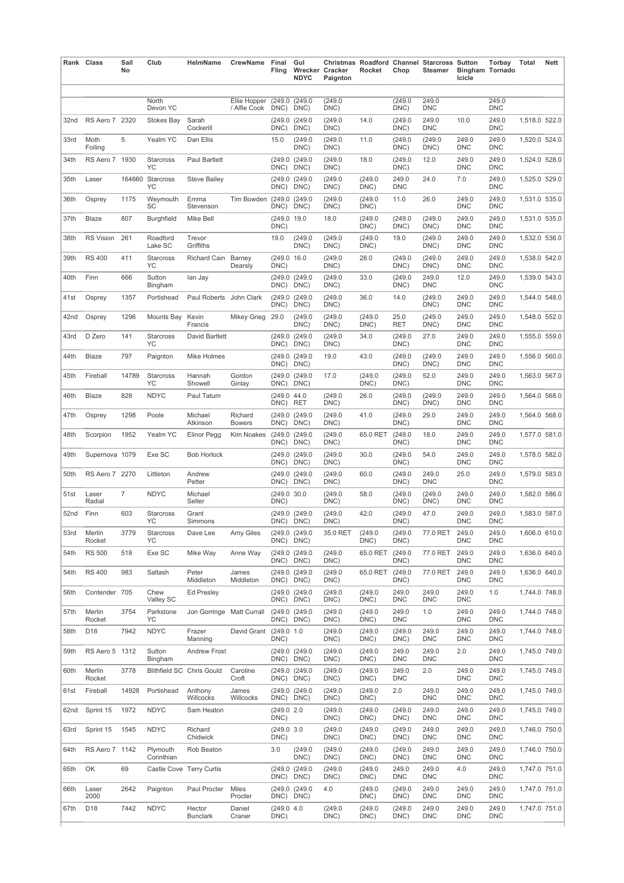| Rank | Class | Sail No | Club | HelmName | CrewName | Final Fling | Gul Wrecker NDYC | Christmas Cracker Paignton | Roadford Rocket | Channel Chop | Starcross Steamer | Sutton Bingham Icicle | Torbay Tornado | Total | Nett |
|---|---|---|---|---|---|---|---|---|---|---|---|---|---|---|---|
| | | | North Devon YC | | Ellie Hopper / Alfie Cook | (249.0 DNC) | (249.0 DNC) | (249.0 DNC) | | (249.0 DNC) | 249.0 DNC | | 249.0 DNC | | |
| 32nd | RS Aero 7 | 2320 | Stokes Bay | Sarah Cockerill | | (249.0 DNC) | (249.0 DNC) | (249.0 DNC) | 14.0 | (249.0 DNC) | 249.0 DNC | 10.0 | 249.0 DNC | 1,518.0 | 522.0 |
| 33rd | Moth Foiling | 5 | Yealm YC | Dan Ellis | | 15.0 | (249.0 DNC) | (249.0 DNC) | 11.0 | (249.0 DNC) | (249.0 DNC) | 249.0 DNC | 249.0 DNC | 1,520.0 | 524.0 |
| 34th | RS Aero 7 | 1930 | Starcross YC | Paul Bartlett | | (249.0 DNC) | (249.0 DNC) | (249.0 DNC) | 18.0 | (249.0 DNC) | 12.0 | 249.0 DNC | 249.0 DNC | 1,524.0 | 528.0 |
| 35th | Laser | 164660 | Starcross YC | Steve Bailey | | (249.0 DNC) | (249.0 DNC) | (249.0 DNC) | (249.0 DNC) | 249.0 DNC | 24.0 | 7.0 | 249.0 DNC | 1,525.0 | 529.0 |
| 36th | Osprey | 1175 | Weymouth SC | Emma Stevenson | Tim Bowden | (249.0 DNC) | (249.0 DNC) | (249.0 DNC) | (249.0 DNC) | 11.0 | 26.0 | 249.0 DNC | 249.0 DNC | 1,531.0 | 535.0 |
| 37th | Blaze | 807 | Burghfield | Mike Bell | | (249.0 DNC) | 19.0 | 18.0 | (249.0 DNC) | (249.0 DNC) | (249.0 DNC) | 249.0 DNC | 249.0 DNC | 1,531.0 | 535.0 |
| 38th | RS Vision | 261 | Roadford Lake SC | Trevor Griffiths | | 19.0 | (249.0 DNC) | (249.0 DNC) | (249.0 DNC) | 19.0 | (249.0 DNC) | 249.0 DNC | 249.0 DNC | 1,532.0 | 536.0 |
| 39th | RS 400 | 411 | Starcross YC | Richard Cain | Barney Dearsly | (249.0 DNC) | 16.0 | (249.0 DNC) | 28.0 | (249.0 DNC) | (249.0 DNC) | 249.0 DNC | 249.0 DNC | 1,538.0 | 542.0 |
| 40th | Finn | 666 | Sutton Bingham | Ian Jay | | (249.0 DNC) | (249.0 DNC) | (249.0 DNC) | 33.0 | (249.0 DNC) | 249.0 DNC | 12.0 | 249.0 DNC | 1,539.0 | 543.0 |
| 41st | Osprey | 1357 | Portishead | Paul Roberts | John Clark | (249.0 DNC) | (249.0 DNC) | (249.0 DNC) | 36.0 | 14.0 | (249.0 DNC) | 249.0 DNC | 249.0 DNC | 1,544.0 | 548.0 |
| 42nd | Osprey | 1296 | Mounts Bay | Kevin Francis | Mikey Grieg | 29.0 | (249.0 DNC) | (249.0 DNC) | (249.0 DNC) | 25.0 RET | (249.0 DNC) | 249.0 DNC | 249.0 DNC | 1,548.0 | 552.0 |
| 43rd | D Zero | 141 | Starcross YC | David Bartlett | | (249.0 DNC) | (249.0 DNC) | (249.0 DNC) | 34.0 | (249.0 DNC) | 27.0 | 249.0 DNC | 249.0 DNC | 1,555.0 | 559.0 |
| 44th | Blaze | 797 | Paignton | Mike Holmes | | (249.0 DNC) | (249.0 DNC) | 19.0 | 43.0 | (249.0 DNC) | (249.0 DNC) | 249.0 DNC | 249.0 DNC | 1,556.0 | 560.0 |
| 45th | Fireball | 14789 | Starcross YC | Hannah Showell | Gordon Ginlay | (249.0 DNC) | (249.0 DNC) | 17.0 | (249.0 DNC) | (249.0 DNC) | 52.0 | 249.0 DNC | 249.0 DNC | 1,563.0 | 567.0 |
| 46th | Blaze | 828 | NDYC | Paul Tatum | | (249.0 DNC) | 44.0 RET | (249.0 DNC) | 26.0 | (249.0 DNC) | (249.0 DNC) | 249.0 DNC | 249.0 DNC | 1,564.0 | 568.0 |
| 47th | Osprey | 1298 | Poole | Michael Atkinson | Richard Bowers | (249.0 DNC) | (249.0 DNC) | (249.0 DNC) | 41.0 | (249.0 DNC) | 29.0 | 249.0 DNC | 249.0 DNC | 1,564.0 | 568.0 |
| 48th | Scorpion | 1952 | Yealm YC | Elinor Pegg | Kim Noakes | (249.0 DNC) | (249.0 DNC) | (249.0 DNC) | 65.0 RET | (249.0 DNC) | 18.0 | 249.0 DNC | 249.0 DNC | 1,577.0 | 581.0 |
| 49th | Supernova | 1079 | Exe SC | Bob Horlock | | (249.0 DNC) | (249.0 DNC) | (249.0 DNC) | 30.0 | (249.0 DNC) | 54.0 | 249.0 DNC | 249.0 DNC | 1,578.0 | 582.0 |
| 50th | RS Aero 7 | 2270 | Littleton | Andrew Petter | | (249.0 DNC) | (249.0 DNC) | (249.0 DNC) | 60.0 | (249.0 DNC) | 249.0 DNC | 25.0 | 249.0 DNC | 1,579.0 | 583.0 |
| 51st | Laser Radial | 7 | NDYC | Michael Selter | | (249.0 DNC) | 30.0 | (249.0 DNC) | 58.0 | (249.0 DNC) | (249.0 DNC) | 249.0 DNC | 249.0 DNC | 1,582.0 | 586.0 |
| 52nd | Finn | 603 | Starcross YC | Grant Simmons | | (249.0 DNC) | (249.0 DNC) | (249.0 DNC) | 42.0 | (249.0 DNC) | 47.0 | 249.0 DNC | 249.0 DNC | 1,583.0 | 587.0 |
| 53rd | Merlin Rocket | 3779 | Starcross YC | Dave Lee | Amy Giles | (249.0 DNC) | (249.0 DNC) | 35.0 RET | (249.0 DNC) | (249.0 DNC) | 77.0 RET | 249.0 DNC | 249.0 DNC | 1,606.0 | 610.0 |
| 54th | RS 500 | 518 | Exe SC | Mike Way | Anne Way | (249.0 DNC) | (249.0 DNC) | (249.0 DNC) | 65.0 RET | (249.0 DNC) | 77.0 RET | 249.0 DNC | 249.0 DNC | 1,636.0 | 640.0 |
| 54th | RS 400 | 983 | Saltash | Peter Middleton | James Middleton | (249.0 DNC) | (249.0 DNC) | (249.0 DNC) | 65.0 RET | (249.0 DNC) | 77.0 RET | 249.0 DNC | 249.0 DNC | 1,636.0 | 640.0 |
| 56th | Contender | 705 | Chew Valley SC | Ed Presley | | (249.0 DNC) | (249.0 DNC) | (249.0 DNC) | (249.0 DNC) | 249.0 DNC | 249.0 DNC | 249.0 DNC | 1.0 | 1,744.0 | 748.0 |
| 57th | Merlin Rocket | 3754 | Parkstone YC | Jon Gorringe | Matt Currall | (249.0 DNC) | (249.0 DNC) | (249.0 DNC) | (249.0 DNC) | 249.0 DNC | 1.0 | 249.0 DNC | 249.0 DNC | 1,744.0 | 748.0 |
| 58th | D18 | 7942 | NDYC | Frazer Manning | David Grant | (249.0 DNC) | 1.0 | (249.0 DNC) | (249.0 DNC) | (249.0 DNC) | 249.0 DNC | 249.0 DNC | 249.0 DNC | 1,744.0 | 748.0 |
| 59th | RS Aero 5 | 1312 | Sutton Bingham | Andrew Frost | | (249.0 DNC) | (249.0 DNC) | (249.0 DNC) | (249.0 DNC) | 249.0 DNC | 249.0 DNC | 2.0 | 249.0 DNC | 1,745.0 | 749.0 |
| 60th | Merlin Rocket | 3778 | Blithfield SC | Chris Gould | Caroline Croft | (249.0 DNC) | (249.0 DNC) | (249.0 DNC) | (249.0 DNC) | 249.0 DNC | 2.0 | 249.0 DNC | 249.0 DNC | 1,745.0 | 749.0 |
| 61st | Fireball | 14928 | Portishead | Anthony Willcocks | James Willcocks | (249.0 DNC) | (249.0 DNC) | (249.0 DNC) | (249.0 DNC) | 2.0 | 249.0 DNC | 249.0 DNC | 249.0 DNC | 1,745.0 | 749.0 |
| 62nd | Sprint 15 | 1972 | NDYC | Sam Heaton | | (249.0 DNC) | 2.0 | (249.0 DNC) | (249.0 DNC) | (249.0 DNC) | 249.0 DNC | 249.0 DNC | 249.0 DNC | 1,745.0 | 749.0 |
| 63rd | Sprint 15 | 1545 | NDYC | Richard Chidwick | | (249.0 DNC) | 3.0 | (249.0 DNC) | (249.0 DNC) | (249.0 DNC) | 249.0 DNC | 249.0 DNC | 249.0 DNC | 1,746.0 | 750.0 |
| 64th | RS Aero 7 | 1142 | Plymouth Corinthian | Rob Beaton | | 3.0 | (249.0 DNC) | (249.0 DNC) | (249.0 DNC) | (249.0 DNC) | 249.0 DNC | 249.0 DNC | 249.0 DNC | 1,746.0 | 750.0 |
| 65th | OK | 69 | Castle Cove | Terry Curtis | | (249.0 DNC) | (249.0 DNC) | (249.0 DNC) | (249.0 DNC) | 249.0 DNC | 249.0 DNC | 4.0 | 249.0 DNC | 1,747.0 | 751.0 |
| 66th | Laser 2000 | 2642 | Paignton | Paul Procter | Miles Procter | (249.0 DNC) | (249.0 DNC) | 4.0 | (249.0 DNC) | (249.0 DNC) | 249.0 DNC | 249.0 DNC | 249.0 DNC | 1,747.0 | 751.0 |
| 67th | D18 | 7442 | NDYC | Hector Bunclark | Daniel Craner | (249.0 DNC) | 4.0 | (249.0 DNC) | (249.0 DNC) | (249.0 DNC) | 249.0 DNC | 249.0 DNC | 249.0 DNC | 1,747.0 | 751.0 |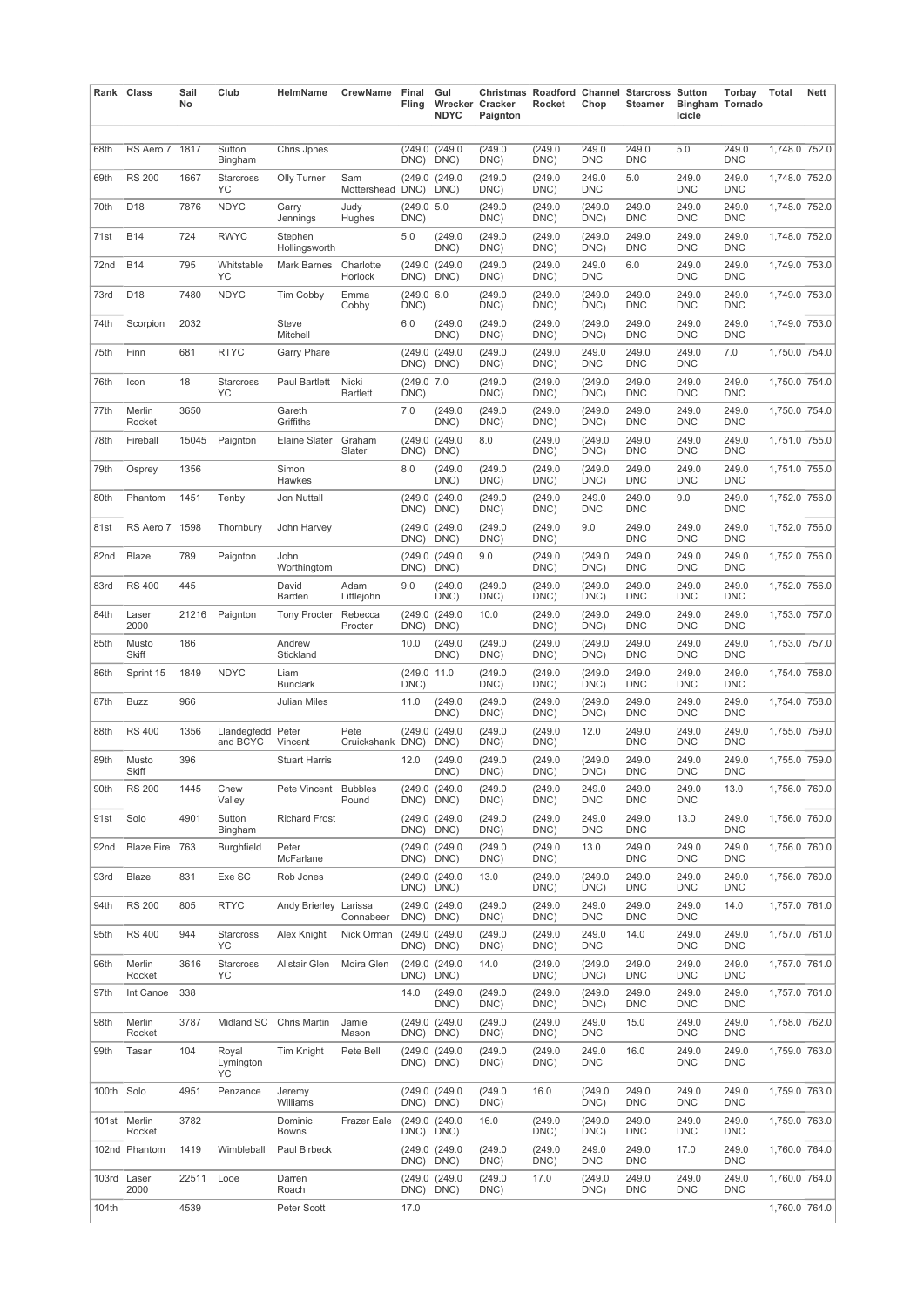| Rank | Class | Sail No | Club | HelmName | CrewName | Final Fling | Gul Wrecker NDYC | Christmas Cracker Paignton | Roadford Rocket | Channel Chop | Starcross Steamer | Sutton Bingham Icicle | Torbay Tornado | Total | Nett |
|---|---|---|---|---|---|---|---|---|---|---|---|---|---|---|---|
| 68th | RS Aero 7 | 1817 | Sutton Bingham | Chris Jpnes | | (249.0 DNC) | (249.0 DNC) | (249.0 DNC) | (249.0 DNC) | 249.0 DNC | 249.0 DNC | 5.0 | 249.0 DNC | 1,748.0 | 752.0 |
| 69th | RS 200 | 1667 | Starcross YC | Olly Turner | Sam Mottershead | (249.0 DNC) | (249.0 DNC) | (249.0 DNC) | (249.0 DNC) | 249.0 DNC | 5.0 | 249.0 DNC | 249.0 DNC | 1,748.0 | 752.0 |
| 70th | D18 | 7876 | NDYC | Garry Jennings | Judy Hughes | (249.0 DNC) | 5.0 | (249.0 DNC) | (249.0 DNC) | (249.0 DNC) | 249.0 DNC | 249.0 DNC | 249.0 DNC | 1,748.0 | 752.0 |
| 71st | B14 | 724 | RWYC | Stephen Hollingsworth | | 5.0 | (249.0 DNC) | (249.0 DNC) | (249.0 DNC) | (249.0 DNC) | 249.0 DNC | 249.0 DNC | 249.0 DNC | 1,748.0 | 752.0 |
| 72nd | B14 | 795 | Whitstable YC | Mark Barnes | Charlotte Horlock | (249.0 DNC) | (249.0 DNC) | (249.0 DNC) | (249.0 DNC) | 249.0 DNC | 6.0 | 249.0 DNC | 249.0 DNC | 1,749.0 | 753.0 |
| 73rd | D18 | 7480 | NDYC | Tim Cobby | Emma Cobby | (249.0 DNC) | 6.0 | (249.0 DNC) | (249.0 DNC) | (249.0 DNC) | 249.0 DNC | 249.0 DNC | 249.0 DNC | 1,749.0 | 753.0 |
| 74th | Scorpion | 2032 | | Steve Mitchell | | 6.0 | (249.0 DNC) | (249.0 DNC) | (249.0 DNC) | (249.0 DNC) | 249.0 DNC | 249.0 DNC | 249.0 DNC | 1,749.0 | 753.0 |
| 75th | Finn | 681 | RTYC | Garry Phare | | (249.0 DNC) | (249.0 DNC) | (249.0 DNC) | (249.0 DNC) | 249.0 DNC | 249.0 DNC | 249.0 DNC | 7.0 | 1,750.0 | 754.0 |
| 76th | Icon | 18 | Starcross YC | Paul Bartlett | Nicki Bartlett | (249.0 DNC) | 7.0 | (249.0 DNC) | (249.0 DNC) | (249.0 DNC) | 249.0 DNC | 249.0 DNC | 249.0 DNC | 1,750.0 | 754.0 |
| 77th | Merlin Rocket | 3650 | | Gareth Griffiths | | 7.0 | (249.0 DNC) | (249.0 DNC) | (249.0 DNC) | (249.0 DNC) | 249.0 DNC | 249.0 DNC | 249.0 DNC | 1,750.0 | 754.0 |
| 78th | Fireball | 15045 | Paignton | Elaine Slater | Graham Slater | (249.0 DNC) | (249.0 DNC) | 8.0 | (249.0 DNC) | (249.0 DNC) | 249.0 DNC | 249.0 DNC | 249.0 DNC | 1,751.0 | 755.0 |
| 79th | Osprey | 1356 | | Simon Hawkes | | 8.0 | (249.0 DNC) | (249.0 DNC) | (249.0 DNC) | (249.0 DNC) | 249.0 DNC | 249.0 DNC | 249.0 DNC | 1,751.0 | 755.0 |
| 80th | Phantom | 1451 | Tenby | Jon Nuttall | | (249.0 DNC) | (249.0 DNC) | (249.0 DNC) | (249.0 DNC) | 249.0 DNC | 249.0 DNC | 9.0 | 249.0 DNC | 1,752.0 | 756.0 |
| 81st | RS Aero 7 | 1598 | Thornbury | John Harvey | | (249.0 DNC) | (249.0 DNC) | (249.0 DNC) | (249.0 DNC) | 9.0 | 249.0 DNC | 249.0 DNC | 249.0 DNC | 1,752.0 | 756.0 |
| 82nd | Blaze | 789 | Paignton | John Worthingtom | | (249.0 DNC) | (249.0 DNC) | 9.0 | (249.0 DNC) | (249.0 DNC) | 249.0 DNC | 249.0 DNC | 249.0 DNC | 1,752.0 | 756.0 |
| 83rd | RS 400 | 445 | | David Barden | Adam Littlejohn | 9.0 | (249.0 DNC) | (249.0 DNC) | (249.0 DNC) | (249.0 DNC) | 249.0 DNC | 249.0 DNC | 249.0 DNC | 1,752.0 | 756.0 |
| 84th | Laser 2000 | 21216 | Paignton | Tony Procter | Rebecca Procter | (249.0 DNC) | (249.0 DNC) | 10.0 | (249.0 DNC) | (249.0 DNC) | 249.0 DNC | 249.0 DNC | 249.0 DNC | 1,753.0 | 757.0 |
| 85th | Musto Skiff | 186 | | Andrew Stickland | | 10.0 | (249.0 DNC) | (249.0 DNC) | (249.0 DNC) | (249.0 DNC) | 249.0 DNC | 249.0 DNC | 249.0 DNC | 1,753.0 | 757.0 |
| 86th | Sprint 15 | 1849 | NDYC | Liam Bunclark | | (249.0 DNC) | 11.0 | (249.0 DNC) | (249.0 DNC) | (249.0 DNC) | 249.0 DNC | 249.0 DNC | 249.0 DNC | 1,754.0 | 758.0 |
| 87th | Buzz | 966 | | Julian Miles | | 11.0 | (249.0 DNC) | (249.0 DNC) | (249.0 DNC) | (249.0 DNC) | 249.0 DNC | 249.0 DNC | 249.0 DNC | 1,754.0 | 758.0 |
| 88th | RS 400 | 1356 | Llandegfedd and BCYC | Peter Vincent | Pete Cruickshank | (249.0 DNC) | (249.0 DNC) | (249.0 DNC) | (249.0 DNC) | 12.0 | 249.0 DNC | 249.0 DNC | 249.0 DNC | 1,755.0 | 759.0 |
| 89th | Musto Skiff | 396 | | Stuart Harris | | 12.0 | (249.0 DNC) | (249.0 DNC) | (249.0 DNC) | (249.0 DNC) | 249.0 DNC | 249.0 DNC | 249.0 DNC | 1,755.0 | 759.0 |
| 90th | RS 200 | 1445 | Chew Valley | Pete Vincent | Bubbles Pound | (249.0 DNC) | (249.0 DNC) | (249.0 DNC) | (249.0 DNC) | 249.0 DNC | 249.0 DNC | 249.0 DNC | 13.0 | 1,756.0 | 760.0 |
| 91st | Solo | 4901 | Sutton Bingham | Richard Frost | | (249.0 DNC) | (249.0 DNC) | (249.0 DNC) | (249.0 DNC) | 249.0 DNC | 249.0 DNC | 13.0 | 249.0 DNC | 1,756.0 | 760.0 |
| 92nd | Blaze Fire | 763 | Burghfield | Peter McFarlane | | (249.0 DNC) | (249.0 DNC) | (249.0 DNC) | (249.0 DNC) | 13.0 | 249.0 DNC | 249.0 DNC | 249.0 DNC | 1,756.0 | 760.0 |
| 93rd | Blaze | 831 | Exe SC | Rob Jones | | (249.0 DNC) | (249.0 DNC) | 13.0 | (249.0 DNC) | (249.0 DNC) | 249.0 DNC | 249.0 DNC | 249.0 DNC | 1,756.0 | 760.0 |
| 94th | RS 200 | 805 | RTYC | Andy Brierley | Larissa Connabeer | (249.0 DNC) | (249.0 DNC) | (249.0 DNC) | (249.0 DNC) | 249.0 DNC | 249.0 DNC | 249.0 DNC | 14.0 | 1,757.0 | 761.0 |
| 95th | RS 400 | 944 | Starcross YC | Alex Knight | Nick Orman | (249.0 DNC) | (249.0 DNC) | (249.0 DNC) | (249.0 DNC) | 249.0 DNC | 14.0 | 249.0 DNC | 249.0 DNC | 1,757.0 | 761.0 |
| 96th | Merlin Rocket | 3616 | Starcross YC | Alistair Glen | Moira Glen | (249.0 DNC) | (249.0 DNC) | 14.0 | (249.0 DNC) | (249.0 DNC) | 249.0 DNC | 249.0 DNC | 249.0 DNC | 1,757.0 | 761.0 |
| 97th | Int Canoe | 338 | | | | 14.0 | (249.0 DNC) | (249.0 DNC) | (249.0 DNC) | (249.0 DNC) | 249.0 DNC | 249.0 DNC | 249.0 DNC | 1,757.0 | 761.0 |
| 98th | Merlin Rocket | 3787 | Midland SC | Chris Martin | Jamie Mason | (249.0 DNC) | (249.0 DNC) | (249.0 DNC) | (249.0 DNC) | 249.0 DNC | 15.0 | 249.0 DNC | 249.0 DNC | 1,758.0 | 762.0 |
| 99th | Tasar | 104 | Royal Lymington YC | Tim Knight | Pete Bell | (249.0 DNC) | (249.0 DNC) | (249.0 DNC) | (249.0 DNC) | 249.0 DNC | 16.0 | 249.0 DNC | 249.0 DNC | 1,759.0 | 763.0 |
| 100th | Solo | 4951 | Penzance | Jeremy Williams | | (249.0 DNC) | (249.0 DNC) | (249.0 DNC) | 16.0 | (249.0 DNC) | 249.0 DNC | 249.0 DNC | 249.0 DNC | 1,759.0 | 763.0 |
| 101st | Merlin Rocket | 3782 | | Dominic Bowns | Frazer Eale | (249.0 DNC) | (249.0 DNC) | 16.0 | (249.0 DNC) | (249.0 DNC) | 249.0 DNC | 249.0 DNC | 249.0 DNC | 1,759.0 | 763.0 |
| 102nd | Phantom | 1419 | Wimbleball | Paul Birbeck | | (249.0 DNC) | (249.0 DNC) | (249.0 DNC) | (249.0 DNC) | 249.0 DNC | 249.0 DNC | 17.0 | 249.0 DNC | 1,760.0 | 764.0 |
| 103rd | Laser 2000 | 22511 | Looe | Darren Roach | | (249.0 DNC) | (249.0 DNC) | (249.0 DNC) | 17.0 | (249.0 DNC) | 249.0 DNC | 249.0 DNC | 249.0 DNC | 1,760.0 | 764.0 |
| 104th | | 4539 | | Peter Scott | | 17.0 | | | | | | | | 1,760.0 | 764.0 |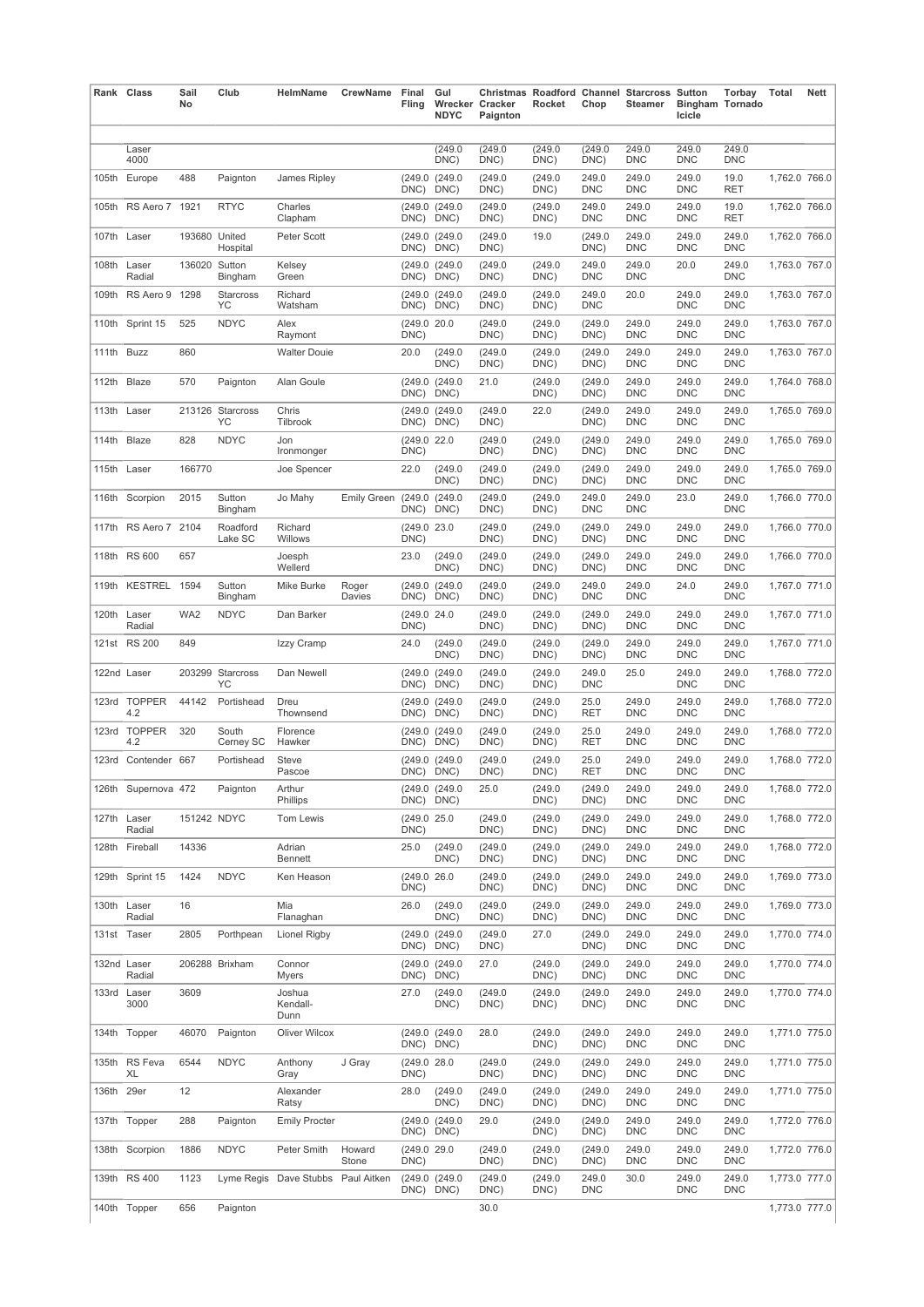| Rank | Class | Sail No | Club | HelmName | CrewName | Final Fling | Gul Wrecker NDYC | Christmas Cracker Paignton | Roadford Rocket | Channel Chop | Starcross Steamer | Sutton Bingham Icicle | Torbay Tornado | Total | Nett |
|---|---|---|---|---|---|---|---|---|---|---|---|---|---|---|---|
| | | | | | | | | | | | | | | | |
| | Laser 4000 | | | | | | (249.0 DNC) | (249.0 DNC) | (249.0 DNC) | (249.0 DNC) | 249.0 DNC | 249.0 DNC | 249.0 DNC | | |
| 105th | Europe | 488 | Paignton | James Ripley | | (249.0 DNC) | (249.0 DNC) | (249.0 DNC) | (249.0 DNC) | 249.0 DNC | 249.0 DNC | 249.0 DNC | 19.0 RET | 1,762.0 | 766.0 |
| 105th | RS Aero 7 | 1921 | RTYC | Charles Clapham | | (249.0 DNC) | (249.0 DNC) | (249.0 DNC) | (249.0 DNC) | 249.0 DNC | 249.0 DNC | 249.0 DNC | 19.0 RET | 1,762.0 | 766.0 |
| 107th | Laser | 193680 | United Hospital | Peter Scott | | (249.0 DNC) | (249.0 DNC) | (249.0 DNC) | 19.0 | (249.0 DNC) | 249.0 DNC | 249.0 DNC | 249.0 DNC | 1,762.0 | 766.0 |
| 108th | Laser Radial | 136020 | Sutton Bingham | Kelsey Green | | (249.0 DNC) | (249.0 DNC) | (249.0 DNC) | (249.0 DNC) | 249.0 DNC | 249.0 DNC | 20.0 | 249.0 DNC | 1,763.0 | 767.0 |
| 109th | RS Aero 9 | 1298 | Starcross YC | Richard Watsham | | (249.0 DNC) | (249.0 DNC) | (249.0 DNC) | (249.0 DNC) | 249.0 DNC | 20.0 | 249.0 DNC | 249.0 DNC | 1,763.0 | 767.0 |
| 110th | Sprint 15 | 525 | NDYC | Alex Raymont | | (249.0 DNC) | 20.0 | (249.0 DNC) | (249.0 DNC) | (249.0 DNC) | 249.0 DNC | 249.0 DNC | 249.0 DNC | 1,763.0 | 767.0 |
| 111th | Buzz | 860 | | Walter Douie | | 20.0 | (249.0 DNC) | (249.0 DNC) | (249.0 DNC) | (249.0 DNC) | 249.0 DNC | 249.0 DNC | 249.0 DNC | 1,763.0 | 767.0 |
| 112th | Blaze | 570 | Paignton | Alan Goule | | (249.0 DNC) | (249.0 DNC) | 21.0 | (249.0 DNC) | (249.0 DNC) | 249.0 DNC | 249.0 DNC | 249.0 DNC | 1,764.0 | 768.0 |
| 113th | Laser | 213126 | Starcross YC | Chris Tilbrook | | (249.0 DNC) | (249.0 DNC) | (249.0 DNC) | 22.0 | (249.0 DNC) | 249.0 DNC | 249.0 DNC | 249.0 DNC | 1,765.0 | 769.0 |
| 114th | Blaze | 828 | NDYC | Jon Ironmonger | | (249.0 DNC) | 22.0 | (249.0 DNC) | (249.0 DNC) | (249.0 DNC) | 249.0 DNC | 249.0 DNC | 249.0 DNC | 1,765.0 | 769.0 |
| 115th | Laser | 166770 | | Joe Spencer | | 22.0 | (249.0 DNC) | (249.0 DNC) | (249.0 DNC) | (249.0 DNC) | 249.0 DNC | 249.0 DNC | 249.0 DNC | 1,765.0 | 769.0 |
| 116th | Scorpion | 2015 | Sutton Bingham | Jo Mahy | Emily Green | (249.0 DNC) | (249.0 DNC) | (249.0 DNC) | (249.0 DNC) | 249.0 DNC | 249.0 DNC | 23.0 | 249.0 DNC | 1,766.0 | 770.0 |
| 117th | RS Aero 7 | 2104 | Roadford Lake SC | Richard Willows | | (249.0 DNC) | 23.0 | (249.0 DNC) | (249.0 DNC) | (249.0 DNC) | 249.0 DNC | 249.0 DNC | 249.0 DNC | 1,766.0 | 770.0 |
| 118th | RS 600 | 657 | | Joesph Wellerd | | 23.0 | (249.0 DNC) | (249.0 DNC) | (249.0 DNC) | (249.0 DNC) | 249.0 DNC | 249.0 DNC | 249.0 DNC | 1,766.0 | 770.0 |
| 119th | KESTREL | 1594 | Sutton Bingham | Mike Burke | Roger Davies | (249.0 DNC) | (249.0 DNC) | (249.0 DNC) | (249.0 DNC) | 249.0 DNC | 249.0 DNC | 24.0 | 249.0 DNC | 1,767.0 | 771.0 |
| 120th | Laser Radial | WA2 | NDYC | Dan Barker | | (249.0 DNC) | 24.0 | (249.0 DNC) | (249.0 DNC) | (249.0 DNC) | 249.0 DNC | 249.0 DNC | 249.0 DNC | 1,767.0 | 771.0 |
| 121st | RS 200 | 849 | | Izzy Cramp | | 24.0 | (249.0 DNC) | (249.0 DNC) | (249.0 DNC) | (249.0 DNC) | 249.0 DNC | 249.0 DNC | 249.0 DNC | 1,767.0 | 771.0 |
| 122nd | Laser | 203299 | Starcross YC | Dan Newell | | (249.0 DNC) | (249.0 DNC) | (249.0 DNC) | (249.0 DNC) | 249.0 DNC | 25.0 | 249.0 DNC | 249.0 DNC | 1,768.0 | 772.0 |
| 123rd | TOPPER 4.2 | 44142 | Portishead | Dreu Thownsend | | (249.0 DNC) | (249.0 DNC) | (249.0 DNC) | (249.0 DNC) | 25.0 RET | 249.0 DNC | 249.0 DNC | 249.0 DNC | 1,768.0 | 772.0 |
| 123rd | TOPPER 4.2 | 320 | South Cerney SC | Florence Hawker | | (249.0 DNC) | (249.0 DNC) | (249.0 DNC) | (249.0 DNC) | 25.0 RET | 249.0 DNC | 249.0 DNC | 249.0 DNC | 1,768.0 | 772.0 |
| 123rd | Contender | 667 | Portishead | Steve Pascoe | | (249.0 DNC) | (249.0 DNC) | (249.0 DNC) | (249.0 DNC) | 25.0 RET | 249.0 DNC | 249.0 DNC | 249.0 DNC | 1,768.0 | 772.0 |
| 126th | Supernova | 472 | Paignton | Arthur Phillips | | (249.0 DNC) | (249.0 DNC) | 25.0 | (249.0 DNC) | (249.0 DNC) | 249.0 DNC | 249.0 DNC | 249.0 DNC | 1,768.0 | 772.0 |
| 127th | Laser Radial | 151242 | NDYC | Tom Lewis | | (249.0 DNC) | 25.0 | (249.0 DNC) | (249.0 DNC) | (249.0 DNC) | 249.0 DNC | 249.0 DNC | 249.0 DNC | 1,768.0 | 772.0 |
| 128th | Fireball | 14336 | | Adrian Bennett | | 25.0 | (249.0 DNC) | (249.0 DNC) | (249.0 DNC) | (249.0 DNC) | 249.0 DNC | 249.0 DNC | 249.0 DNC | 1,768.0 | 772.0 |
| 129th | Sprint 15 | 1424 | NDYC | Ken Heason | | (249.0 DNC) | 26.0 | (249.0 DNC) | (249.0 DNC) | (249.0 DNC) | 249.0 DNC | 249.0 DNC | 249.0 DNC | 1,769.0 | 773.0 |
| 130th | Laser Radial | 16 | | Mia Flanaghan | | 26.0 | (249.0 DNC) | (249.0 DNC) | (249.0 DNC) | (249.0 DNC) | 249.0 DNC | 249.0 DNC | 249.0 DNC | 1,769.0 | 773.0 |
| 131st | Taser | 2805 | Porthpean | Lionel Rigby | | (249.0 DNC) | (249.0 DNC) | (249.0 DNC) | 27.0 | (249.0 DNC) | 249.0 DNC | 249.0 DNC | 249.0 DNC | 1,770.0 | 774.0 |
| 132nd | Laser Radial | 206288 | Brixham | Connor Myers | | (249.0 DNC) | (249.0 DNC) | 27.0 | (249.0 DNC) | (249.0 DNC) | 249.0 DNC | 249.0 DNC | 249.0 DNC | 1,770.0 | 774.0 |
| 133rd | Laser 3000 | 3609 | | Joshua Kendall-Dunn | | 27.0 | (249.0 DNC) | (249.0 DNC) | (249.0 DNC) | (249.0 DNC) | 249.0 DNC | 249.0 DNC | 249.0 DNC | 1,770.0 | 774.0 |
| 134th | Topper | 46070 | Paignton | Oliver Wilcox | | (249.0 DNC) | (249.0 DNC) | 28.0 | (249.0 DNC) | (249.0 DNC) | 249.0 DNC | 249.0 DNC | 249.0 DNC | 1,771.0 | 775.0 |
| 135th | RS Feva XL | 6544 | NDYC | Anthony Gray | J Gray | (249.0 DNC) | 28.0 | (249.0 DNC) | (249.0 DNC) | (249.0 DNC) | 249.0 DNC | 249.0 DNC | 249.0 DNC | 1,771.0 | 775.0 |
| 136th | 29er | 12 | | Alexander Ratsy | | 28.0 | (249.0 DNC) | (249.0 DNC) | (249.0 DNC) | (249.0 DNC) | 249.0 DNC | 249.0 DNC | 249.0 DNC | 1,771.0 | 775.0 |
| 137th | Topper | 288 | Paignton | Emily Procter | | (249.0 DNC) | (249.0 DNC) | 29.0 | (249.0 DNC) | (249.0 DNC) | 249.0 DNC | 249.0 DNC | 249.0 DNC | 1,772.0 | 776.0 |
| 138th | Scorpion | 1886 | NDYC | Peter Smith | Howard Stone | (249.0 DNC) | 29.0 | (249.0 DNC) | (249.0 DNC) | (249.0 DNC) | 249.0 DNC | 249.0 DNC | 249.0 DNC | 1,772.0 | 776.0 |
| 139th | RS 400 | 1123 | Lyme Regis | Dave Stubbs | Paul Aitken | (249.0 DNC) | (249.0 DNC) | (249.0 DNC) | (249.0 DNC) | 249.0 DNC | 30.0 | 249.0 DNC | 249.0 DNC | 1,773.0 | 777.0 |
| 140th | Topper | 656 | Paignton | | | | | 30.0 | | | | | | 1,773.0 | 777.0 |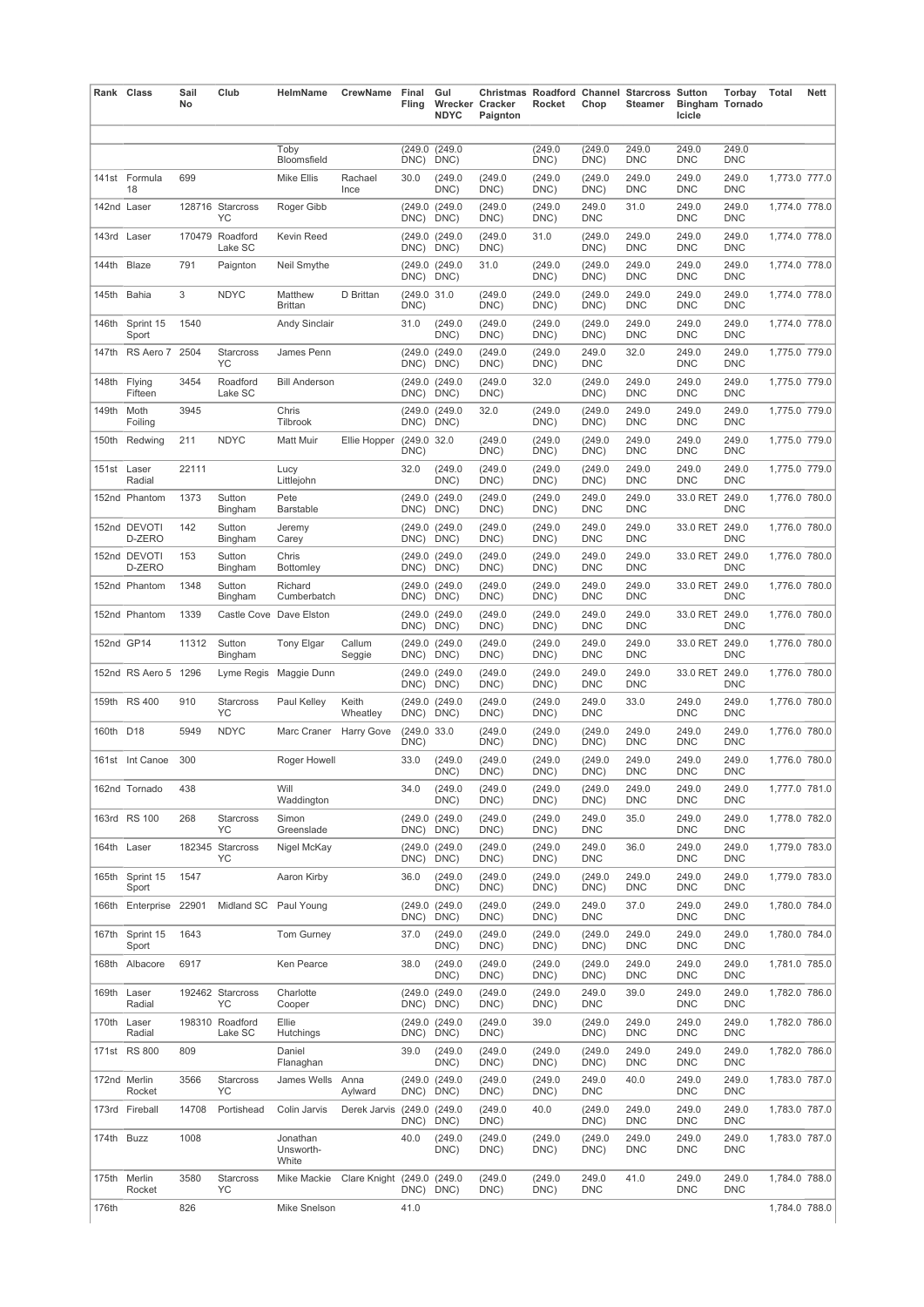| Rank | Class | Sail No | Club | HelmName | CrewName | Final Fling | Gul Wrecker NDYC | Christmas Cracker Paignton | Roadford Rocket | Channel Chop | Starcross Steamer | Sutton Bingham Icicle | Torbay Tornado | Total | Nett |
|---|---|---|---|---|---|---|---|---|---|---|---|---|---|---|---|
| | | | | Toby Bloomsfield | | (249.0 DNC) | (249.0 DNC) | | (249.0 DNC) | (249.0 DNC) | 249.0 DNC | 249.0 DNC | 249.0 DNC | | |
| 141st | Formula 18 | 699 | | Mike Ellis | Rachael Ince | 30.0 | (249.0 DNC) | (249.0 DNC) | (249.0 DNC) | (249.0 DNC) | 249.0 DNC | 249.0 DNC | 249.0 DNC | 1,773.0 | 777.0 |
| 142nd | Laser | 128716 | Starcross YC | Roger Gibb | | (249.0 DNC) | (249.0 DNC) | (249.0 DNC) | (249.0 DNC) | 249.0 DNC | 31.0 | 249.0 DNC | 249.0 DNC | 1,774.0 | 778.0 |
| 143rd | Laser | 170479 | Roadford Lake SC | Kevin Reed | | (249.0 DNC) | (249.0 DNC) | (249.0 DNC) | 31.0 | (249.0 DNC) | 249.0 DNC | 249.0 DNC | 249.0 DNC | 1,774.0 | 778.0 |
| 144th | Blaze | 791 | Paignton | Neil Smythe | | (249.0 DNC) | (249.0 DNC) | 31.0 | (249.0 DNC) | (249.0 DNC) | 249.0 DNC | 249.0 DNC | 249.0 DNC | 1,774.0 | 778.0 |
| 145th | Bahia | 3 | NDYC | Matthew Brittan | D Brittan | (249.0 DNC) | 31.0 | (249.0 DNC) | (249.0 DNC) | (249.0 DNC) | 249.0 DNC | 249.0 DNC | 249.0 DNC | 1,774.0 | 778.0 |
| 146th | Sprint 15 Sport | 1540 | | Andy Sinclair | | 31.0 | (249.0 DNC) | (249.0 DNC) | (249.0 DNC) | (249.0 DNC) | 249.0 DNC | 249.0 DNC | 249.0 DNC | 1,774.0 | 778.0 |
| 147th | RS Aero 7 | 2504 | Starcross YC | James Penn | | (249.0 DNC) | (249.0 DNC) | (249.0 DNC) | (249.0 DNC) | 249.0 DNC | 32.0 | 249.0 DNC | 249.0 DNC | 1,775.0 | 779.0 |
| 148th | Flying Fifteen | 3454 | Roadford Lake SC | Bill Anderson | | (249.0 DNC) | (249.0 DNC) | (249.0 DNC) | 32.0 | (249.0 DNC) | 249.0 DNC | 249.0 DNC | 249.0 DNC | 1,775.0 | 779.0 |
| 149th | Moth Foiling | 3945 | | Chris Tilbrook | | (249.0 DNC) | (249.0 DNC) | 32.0 | (249.0 DNC) | (249.0 DNC) | 249.0 DNC | 249.0 DNC | 249.0 DNC | 1,775.0 | 779.0 |
| 150th | Redwing | 211 | NDYC | Matt Muir | Ellie Hopper | (249.0 DNC) | 32.0 | (249.0 DNC) | (249.0 DNC) | (249.0 DNC) | 249.0 DNC | 249.0 DNC | 249.0 DNC | 1,775.0 | 779.0 |
| 151st | Laser Radial | 22111 | | Lucy Littlejohn | | 32.0 | (249.0 DNC) | (249.0 DNC) | (249.0 DNC) | (249.0 DNC) | 249.0 DNC | 249.0 DNC | 249.0 DNC | 1,775.0 | 779.0 |
| 152nd | Phantom | 1373 | Sutton Bingham | Pete Barstable | | (249.0 DNC) | (249.0 DNC) | (249.0 DNC) | (249.0 DNC) | 249.0 DNC | 249.0 DNC | 33.0 RET | 249.0 DNC | 1,776.0 | 780.0 |
| 152nd | DEVOTI D-ZERO | 142 | Sutton Bingham | Jeremy Carey | | (249.0 DNC) | (249.0 DNC) | (249.0 DNC) | (249.0 DNC) | 249.0 DNC | 249.0 DNC | 33.0 RET | 249.0 DNC | 1,776.0 | 780.0 |
| 152nd | DEVOTI D-ZERO | 153 | Sutton Bingham | Chris Bottomley | | (249.0 DNC) | (249.0 DNC) | (249.0 DNC) | (249.0 DNC) | 249.0 DNC | 249.0 DNC | 33.0 RET | 249.0 DNC | 1,776.0 | 780.0 |
| 152nd | Phantom | 1348 | Sutton Bingham | Richard Cumberbatch | | (249.0 DNC) | (249.0 DNC) | (249.0 DNC) | (249.0 DNC) | 249.0 DNC | 249.0 DNC | 33.0 RET | 249.0 DNC | 1,776.0 | 780.0 |
| 152nd | Phantom | 1339 | Castle Cove | Dave Elston | | (249.0 DNC) | (249.0 DNC) | (249.0 DNC) | (249.0 DNC) | 249.0 DNC | 249.0 DNC | 33.0 RET | 249.0 DNC | 1,776.0 | 780.0 |
| 152nd | GP14 | 11312 | Sutton Bingham | Tony Elgar | Callum Seggie | (249.0 DNC) | (249.0 DNC) | (249.0 DNC) | (249.0 DNC) | 249.0 DNC | 249.0 DNC | 33.0 RET | 249.0 DNC | 1,776.0 | 780.0 |
| 152nd | RS Aero 5 | 1296 | Lyme Regis | Maggie Dunn | | (249.0 DNC) | (249.0 DNC) | (249.0 DNC) | (249.0 DNC) | 249.0 DNC | 249.0 DNC | 33.0 RET | 249.0 DNC | 1,776.0 | 780.0 |
| 159th | RS 400 | 910 | Starcross YC | Paul Kelley | Keith Wheatley | (249.0 DNC) | (249.0 DNC) | (249.0 DNC) | (249.0 DNC) | 249.0 DNC | 33.0 | 249.0 DNC | 249.0 DNC | 1,776.0 | 780.0 |
| 160th | D18 | 5949 | NDYC | Marc Craner | Harry Gove | (249.0 DNC) | 33.0 | (249.0 DNC) | (249.0 DNC) | (249.0 DNC) | 249.0 DNC | 249.0 DNC | 249.0 DNC | 1,776.0 | 780.0 |
| 161st | Int Canoe | 300 | | Roger Howell | | 33.0 | (249.0 DNC) | (249.0 DNC) | (249.0 DNC) | (249.0 DNC) | 249.0 DNC | 249.0 DNC | 249.0 DNC | 1,776.0 | 780.0 |
| 162nd | Tornado | 438 | | Will Waddington | | 34.0 | (249.0 DNC) | (249.0 DNC) | (249.0 DNC) | (249.0 DNC) | 249.0 DNC | 249.0 DNC | 249.0 DNC | 1,777.0 | 781.0 |
| 163rd | RS 100 | 268 | Starcross YC | Simon Greenslade | | (249.0 DNC) | (249.0 DNC) | (249.0 DNC) | (249.0 DNC) | 249.0 DNC | 35.0 | 249.0 DNC | 249.0 DNC | 1,778.0 | 782.0 |
| 164th | Laser | 182345 | Starcross YC | Nigel McKay | | (249.0 DNC) | (249.0 DNC) | (249.0 DNC) | (249.0 DNC) | 249.0 DNC | 36.0 | 249.0 DNC | 249.0 DNC | 1,779.0 | 783.0 |
| 165th | Sprint 15 Sport | 1547 | | Aaron Kirby | | 36.0 | (249.0 DNC) | (249.0 DNC) | (249.0 DNC) | (249.0 DNC) | 249.0 DNC | 249.0 DNC | 249.0 DNC | 1,779.0 | 783.0 |
| 166th | Enterprise | 22901 | Midland SC | Paul Young | | (249.0 DNC) | (249.0 DNC) | (249.0 DNC) | (249.0 DNC) | 249.0 DNC | 37.0 | 249.0 DNC | 249.0 DNC | 1,780.0 | 784.0 |
| 167th | Sprint 15 Sport | 1643 | | Tom Gurney | | 37.0 | (249.0 DNC) | (249.0 DNC) | (249.0 DNC) | (249.0 DNC) | 249.0 DNC | 249.0 DNC | 249.0 DNC | 1,780.0 | 784.0 |
| 168th | Albacore | 6917 | | Ken Pearce | | 38.0 | (249.0 DNC) | (249.0 DNC) | (249.0 DNC) | (249.0 DNC) | 249.0 DNC | 249.0 DNC | 249.0 DNC | 1,781.0 | 785.0 |
| 169th | Laser Radial | 192462 | Starcross YC | Charlotte Cooper | | (249.0 DNC) | (249.0 DNC) | (249.0 DNC) | (249.0 DNC) | 249.0 DNC | 39.0 | 249.0 DNC | 249.0 DNC | 1,782.0 | 786.0 |
| 170th | Laser Radial | 198310 | Roadford Lake SC | Ellie Hutchings | | (249.0 DNC) | (249.0 DNC) | (249.0 DNC) | 39.0 | (249.0 DNC) | 249.0 DNC | 249.0 DNC | 249.0 DNC | 1,782.0 | 786.0 |
| 171st | RS 800 | 809 | | Daniel Flanaghan | | 39.0 | (249.0 DNC) | (249.0 DNC) | (249.0 DNC) | (249.0 DNC) | 249.0 DNC | 249.0 DNC | 249.0 DNC | 1,782.0 | 786.0 |
| 172nd | Merlin Rocket | 3566 | Starcross YC | James Wells | Anna Aylward | (249.0 DNC) | (249.0 DNC) | (249.0 DNC) | (249.0 DNC) | 249.0 DNC | 40.0 | 249.0 DNC | 249.0 DNC | 1,783.0 | 787.0 |
| 173rd | Fireball | 14708 | Portishead | Colin Jarvis | Derek Jarvis | (249.0 DNC) | (249.0 DNC) | (249.0 DNC) | 40.0 | (249.0 DNC) | 249.0 DNC | 249.0 DNC | 249.0 DNC | 1,783.0 | 787.0 |
| 174th | Buzz | 1008 | | Jonathan Unsworth-White | | 40.0 | (249.0 DNC) | (249.0 DNC) | (249.0 DNC) | (249.0 DNC) | 249.0 DNC | 249.0 DNC | 249.0 DNC | 1,783.0 | 787.0 |
| 175th | Merlin Rocket | 3580 | Starcross YC | Mike Mackie | Clare Knight | (249.0 DNC) | (249.0 DNC) | (249.0 DNC) | (249.0 DNC) | 249.0 DNC | 41.0 | 249.0 DNC | 249.0 DNC | 1,784.0 | 788.0 |
| 176th | | 826 | | Mike Snelson | | 41.0 | | | | | | | | 1,784.0 | 788.0 |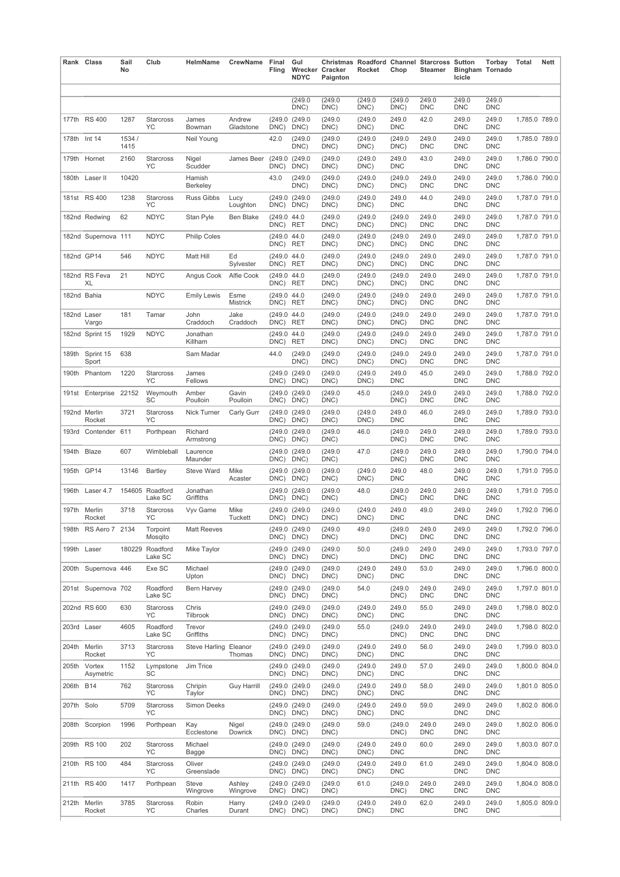| Rank | Class | Sail No | Club | HelmName | CrewName | Final Fling | Gul Wrecker NDYC | Christmas Cracker Paignton | Roadford Rocket | Channel Chop | Starcross Steamer | Sutton Bingham Icicle | Torbay Tornado | Total | Nett |
|---|---|---|---|---|---|---|---|---|---|---|---|---|---|---|---|
| | | | | | | | (249.0 DNC) | (249.0 DNC) | (249.0 DNC) | (249.0 DNC) | 249.0 DNC | 249.0 DNC | 249.0 DNC | | |
| 177th | RS 400 | 1287 | Starcross YC | James Bowman | Andrew Gladstone | (249.0 DNC) | (249.0 DNC) | (249.0 DNC) | (249.0 DNC) | 249.0 DNC | 42.0 | 249.0 DNC | 249.0 DNC | 1,785.0 | 789.0 |
| 178th | Int 14 | 1534 / 1415 | | Neil Young | | 42.0 | (249.0 DNC) | (249.0 DNC) | (249.0 DNC) | (249.0 DNC) | 249.0 DNC | 249.0 DNC | 249.0 DNC | 1,785.0 | 789.0 |
| 179th | Hornet | 2160 | Starcross YC | Nigel Scudder | James Beer | (249.0 DNC) | (249.0 DNC) | (249.0 DNC) | (249.0 DNC) | 249.0 DNC | 43.0 | 249.0 DNC | 249.0 DNC | 1,786.0 | 790.0 |
| 180th | Laser II | 10420 | | Hamish Berkeley | | 43.0 | (249.0 DNC) | (249.0 DNC) | (249.0 DNC) | (249.0 DNC) | 249.0 DNC | 249.0 DNC | 249.0 DNC | 1,786.0 | 790.0 |
| 181st | RS 400 | 1238 | Starcross YC | Russ Gibbs | Lucy Loughton | (249.0 DNC) | (249.0 DNC) | (249.0 DNC) | (249.0 DNC) | 249.0 DNC | 44.0 | 249.0 DNC | 249.0 DNC | 1,787.0 | 791.0 |
| 182nd | Redwing | 62 | NDYC | Stan Pyle | Ben Blake | (249.0 DNC) | 44.0 RET | (249.0 DNC) | (249.0 DNC) | (249.0 DNC) | 249.0 DNC | 249.0 DNC | 249.0 DNC | 1,787.0 | 791.0 |
| 182nd | Supernova | 111 | NDYC | Philip Coles | | (249.0 DNC) | 44.0 RET | (249.0 DNC) | (249.0 DNC) | (249.0 DNC) | 249.0 DNC | 249.0 DNC | 249.0 DNC | 1,787.0 | 791.0 |
| 182nd | GP14 | 546 | NDYC | Matt Hill | Ed Sylvester | (249.0 DNC) | 44.0 RET | (249.0 DNC) | (249.0 DNC) | (249.0 DNC) | 249.0 DNC | 249.0 DNC | 249.0 DNC | 1,787.0 | 791.0 |
| 182nd | RS Feva XL | 21 | NDYC | Angus Cook | Alfie Cook | (249.0 DNC) | 44.0 RET | (249.0 DNC) | (249.0 DNC) | (249.0 DNC) | 249.0 DNC | 249.0 DNC | 249.0 DNC | 1,787.0 | 791.0 |
| 182nd | Bahia | | NDYC | Emily Lewis | Esme Mistrick | (249.0 DNC) | 44.0 RET | (249.0 DNC) | (249.0 DNC) | (249.0 DNC) | 249.0 DNC | 249.0 DNC | 249.0 DNC | 1,787.0 | 791.0 |
| 182nd | Laser Vargo | 181 | Tamar | John Craddoch | Jake Craddoch | (249.0 DNC) | 44.0 RET | (249.0 DNC) | (249.0 DNC) | (249.0 DNC) | 249.0 DNC | 249.0 DNC | 249.0 DNC | 1,787.0 | 791.0 |
| 182nd | Sprint 15 | 1929 | NDYC | Jonathan Killham | | (249.0 DNC) | 44.0 RET | (249.0 DNC) | (249.0 DNC) | (249.0 DNC) | 249.0 DNC | 249.0 DNC | 249.0 DNC | 1,787.0 | 791.0 |
| 189th | Sprint 15 Sport | 638 | | Sam Madar | | 44.0 | (249.0 DNC) | (249.0 DNC) | (249.0 DNC) | (249.0 DNC) | 249.0 DNC | 249.0 DNC | 249.0 DNC | 1,787.0 | 791.0 |
| 190th | Phantom | 1220 | Starcross YC | James Fellows | | (249.0 DNC) | (249.0 DNC) | (249.0 DNC) | (249.0 DNC) | 249.0 DNC | 45.0 | 249.0 DNC | 249.0 DNC | 1,788.0 | 792.0 |
| 191st | Enterprise | 22152 | Weymouth SC | Amber Poulloin | Gavin Poulloin | (249.0 DNC) | (249.0 DNC) | (249.0 DNC) | 45.0 | (249.0 DNC) | 249.0 DNC | 249.0 DNC | 249.0 DNC | 1,788.0 | 792.0 |
| 192nd | Merlin Rocket | 3721 | Starcross YC | Nick Turner | Carly Gurr | (249.0 DNC) | (249.0 DNC) | (249.0 DNC) | (249.0 DNC) | 249.0 DNC | 46.0 | 249.0 DNC | 249.0 DNC | 1,789.0 | 793.0 |
| 193rd | Contender | 611 | Porthpean | Richard Armstrong | | (249.0 DNC) | (249.0 DNC) | (249.0 DNC) | 46.0 | (249.0 DNC) | 249.0 DNC | 249.0 DNC | 249.0 DNC | 1,789.0 | 793.0 |
| 194th | Blaze | 607 | Wimbleball | Laurence Maunder | | (249.0 DNC) | (249.0 DNC) | (249.0 DNC) | 47.0 | (249.0 DNC) | 249.0 DNC | 249.0 DNC | 249.0 DNC | 1,790.0 | 794.0 |
| 195th | GP14 | 13146 | Bartley | Steve Ward | Mike Acaster | (249.0 DNC) | (249.0 DNC) | (249.0 DNC) | (249.0 DNC) | 249.0 DNC | 48.0 | 249.0 DNC | 249.0 DNC | 1,791.0 | 795.0 |
| 196th | Laser 4.7 | 154605 | Roadford Lake SC | Jonathan Griffiths | | (249.0 DNC) | (249.0 DNC) | (249.0 DNC) | 48.0 | (249.0 DNC) | 249.0 DNC | 249.0 DNC | 249.0 DNC | 1,791.0 | 795.0 |
| 197th | Merlin Rocket | 3718 | Starcross YC | Vyv Game | Mike Tuckett | (249.0 DNC) | (249.0 DNC) | (249.0 DNC) | (249.0 DNC) | 249.0 DNC | 49.0 | 249.0 DNC | 249.0 DNC | 1,792.0 | 796.0 |
| 198th | RS Aero 7 | 2134 | Torpoint Mosqito | Matt Reeves | | (249.0 DNC) | (249.0 DNC) | (249.0 DNC) | 49.0 | (249.0 DNC) | 249.0 DNC | 249.0 DNC | 249.0 DNC | 1,792.0 | 796.0 |
| 199th | Laser | 180229 | Roadford Lake SC | Mike Taylor | | (249.0 DNC) | (249.0 DNC) | (249.0 DNC) | 50.0 | (249.0 DNC) | 249.0 DNC | 249.0 DNC | 249.0 DNC | 1,793.0 | 797.0 |
| 200th | Supernova | 446 | Exe SC | Michael Upton | | (249.0 DNC) | (249.0 DNC) | (249.0 DNC) | (249.0 DNC) | 249.0 DNC | 53.0 | 249.0 DNC | 249.0 DNC | 1,796.0 | 800.0 |
| 201st | Supernova | 702 | Roadford Lake SC | Bern Harvey | | (249.0 DNC) | (249.0 DNC) | (249.0 DNC) | 54.0 | (249.0 DNC) | 249.0 DNC | 249.0 DNC | 249.0 DNC | 1,797.0 | 801.0 |
| 202nd | RS 600 | 630 | Starcross YC | Chris Tilbrook | | (249.0 DNC) | (249.0 DNC) | (249.0 DNC) | (249.0 DNC) | 249.0 DNC | 55.0 | 249.0 DNC | 249.0 DNC | 1,798.0 | 802.0 |
| 203rd | Laser | 4605 | Roadford Lake SC | Trevor Griffiths | | (249.0 DNC) | (249.0 DNC) | (249.0 DNC) | 55.0 | (249.0 DNC) | 249.0 DNC | 249.0 DNC | 249.0 DNC | 1,798.0 | 802.0 |
| 204th | Merlin Rocket | 3713 | Starcross YC | Steve Harling | Eleanor Thomas | (249.0 DNC) | (249.0 DNC) | (249.0 DNC) | (249.0 DNC) | 249.0 DNC | 56.0 | 249.0 DNC | 249.0 DNC | 1,799.0 | 803.0 |
| 205th | Vortex Asymetric | 1152 | Lympstone SC | Jim Trice | | (249.0 DNC) | (249.0 DNC) | (249.0 DNC) | (249.0 DNC) | 249.0 DNC | 57.0 | 249.0 DNC | 249.0 DNC | 1,800.0 | 804.0 |
| 206th | B14 | 762 | Starcross YC | Chripin Taylor | Guy Harrill | (249.0 DNC) | (249.0 DNC) | (249.0 DNC) | (249.0 DNC) | 249.0 DNC | 58.0 | 249.0 DNC | 249.0 DNC | 1,801.0 | 805.0 |
| 207th | Solo | 5709 | Starcross YC | Simon Deeks | | (249.0 DNC) | (249.0 DNC) | (249.0 DNC) | (249.0 DNC) | 249.0 DNC | 59.0 | 249.0 DNC | 249.0 DNC | 1,802.0 | 806.0 |
| 208th | Scorpion | 1996 | Porthpean | Kay Ecclestone | Nigel Dowrick | (249.0 DNC) | (249.0 DNC) | (249.0 DNC) | 59.0 | (249.0 DNC) | 249.0 DNC | 249.0 DNC | 249.0 DNC | 1,802.0 | 806.0 |
| 209th | RS 100 | 202 | Starcross YC | Michael Bagge | | (249.0 DNC) | (249.0 DNC) | (249.0 DNC) | (249.0 DNC) | 249.0 DNC | 60.0 | 249.0 DNC | 249.0 DNC | 1,803.0 | 807.0 |
| 210th | RS 100 | 484 | Starcross YC | Oliver Greenslade | | (249.0 DNC) | (249.0 DNC) | (249.0 DNC) | (249.0 DNC) | 249.0 DNC | 61.0 | 249.0 DNC | 249.0 DNC | 1,804.0 | 808.0 |
| 211th | RS 400 | 1417 | Porthpean | Steve Wingrove | Ashley Wingrove | (249.0 DNC) | (249.0 DNC) | (249.0 DNC) | 61.0 | (249.0 DNC) | 249.0 DNC | 249.0 DNC | 249.0 DNC | 1,804.0 | 808.0 |
| 212th | Merlin Rocket | 3785 | Starcross YC | Robin Charles | Harry Durant | (249.0 DNC) | (249.0 DNC) | (249.0 DNC) | (249.0 DNC) | 249.0 DNC | 62.0 | 249.0 DNC | 249.0 DNC | 1,805.0 | 809.0 |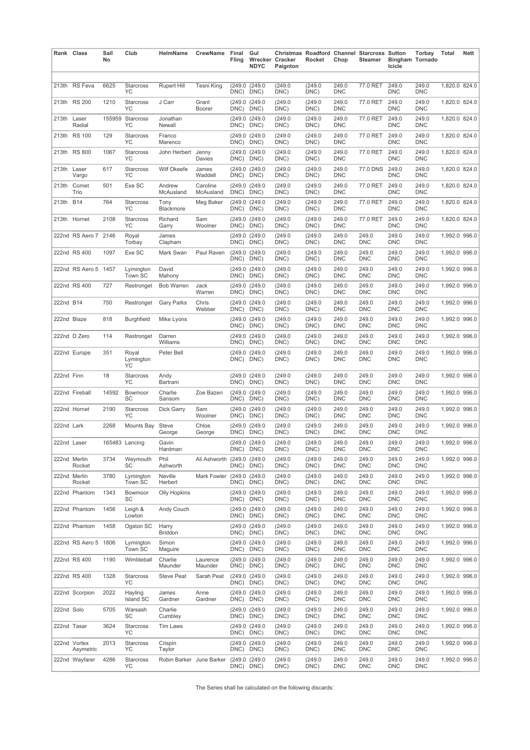| Rank | Class | Sail No | Club | HelmName | CrewName | Final Fling | Gul Wrecker NDYC | Christmas Cracker Paignton | Roadford Rocket | Channel Chop | Starcross Steamer | Sutton Bingham Icicle | Torbay Tornado | Total | Nett |
|---|---|---|---|---|---|---|---|---|---|---|---|---|---|---|---|
| 213th | RS Feva | 6625 | Starcross YC | Rupert Hill | Tesni King | (249.0 DNC) | (249.0 DNC) | (249.0 DNC) | (249.0 DNC) | 249.0 DNC | 77.0 RET | 249.0 DNC | 249.0 DNC | 1,820.0 | 824.0 |
| 213th | RS 200 | 1210 | Starcross YC | J Carr | Grant Boorer | (249.0 DNC) | (249.0 DNC) | (249.0 DNC) | (249.0 DNC) | 249.0 DNC | 77.0 RET | 249.0 DNC | 249.0 DNC | 1,820.0 | 824.0 |
| 213th | Laser Radial | 155959 | Starcross YC | Jonathan Newall | | (249.0 DNC) | (249.0 DNC) | (249.0 DNC) | (249.0 DNC) | 249.0 DNC | 77.0 RET | 249.0 DNC | 249.0 DNC | 1,820.0 | 824.0 |
| 213th | RS 100 | 129 | Starcross YC | Franco Marenco | | (249.0 DNC) | (249.0 DNC) | (249.0 DNC) | (249.0 DNC) | 249.0 DNC | 77.0 RET | 249.0 DNC | 249.0 DNC | 1,820.0 | 824.0 |
| 213th | RS 800 | 1067 | Starcross YC | John Herbert | Jenny Davies | (249.0 DNC) | (249.0 DNC) | (249.0 DNC) | (249.0 DNC) | 249.0 DNC | 77.0 RET | 249.0 DNC | 249.0 DNC | 1,820.0 | 824.0 |
| 213th | Laser Vargo | 617 | Starcross YC | Wilf Okeefe | James Waddell | (249.0 DNC) | (249.0 DNC) | (249.0 DNC) | (249.0 DNC) | 249.0 DNC | 77.0 DNS | 249.0 DNC | 249.0 DNC | 1,820.0 | 824.0 |
| 213th | Comet Trio | 501 | Exe SC | Andrew McAusland | Caroline McAusland | (249.0 DNC) | (249.0 DNC) | (249.0 DNC) | (249.0 DNC) | 249.0 DNC | 77.0 RET | 249.0 DNC | 249.0 DNC | 1,820.0 | 824.0 |
| 213th | B14 | 764 | Starcross YC | Tony Blackmore | Meg Baker | (249.0 DNC) | (249.0 DNC) | (249.0 DNC) | (249.0 DNC) | 249.0 DNC | 77.0 RET | 249.0 DNC | 249.0 DNC | 1,820.0 | 824.0 |
| 213th | Hornet | 2108 | Starcross YC | Richard Garry | Sam Woolner | (249.0 DNC) | (249.0 DNC) | (249.0 DNC) | (249.0 DNC) | 249.0 DNC | 77.0 RET | 249.0 DNC | 249.0 DNC | 1,820.0 | 824.0 |
| 222nd | RS Aero 7 | 2146 | Royal Torbay | James Clapham | | (249.0 DNC) | (249.0 DNC) | (249.0 DNC) | (249.0 DNC) | 249.0 DNC | 249.0 DNC | 249.0 DNC | 249.0 DNC | 1,992.0 | 996.0 |
| 222nd | RS 400 | 1097 | Exe SC | Mark Swan | Paul Raven | (249.0 DNC) | (249.0 DNC) | (249.0 DNC) | (249.0 DNC) | 249.0 DNC | 249.0 DNC | 249.0 DNC | 249.0 DNC | 1,992.0 | 996.0 |
| 222nd | RS Aero 5 | 1457 | Lymington Town SC | David Mahony | | (249.0 DNC) | (249.0 DNC) | (249.0 DNC) | (249.0 DNC) | 249.0 DNC | 249.0 DNC | 249.0 DNC | 249.0 DNC | 1,992.0 | 996.0 |
| 222nd | RS 400 | 727 | Restronget | Bob Warren | Jack Warren | (249.0 DNC) | (249.0 DNC) | (249.0 DNC) | (249.0 DNC) | 249.0 DNC | 249.0 DNC | 249.0 DNC | 249.0 DNC | 1,992.0 | 996.0 |
| 222nd | B14 | 750 | Restronget | Gary Parks | Chris Webber | (249.0 DNC) | (249.0 DNC) | (249.0 DNC) | (249.0 DNC) | 249.0 DNC | 249.0 DNC | 249.0 DNC | 249.0 DNC | 1,992.0 | 996.0 |
| 222nd | Blaze | 818 | Burghfield | Mike Lyons | | (249.0 DNC) | (249.0 DNC) | (249.0 DNC) | (249.0 DNC) | 249.0 DNC | 249.0 DNC | 249.0 DNC | 249.0 DNC | 1,992.0 | 996.0 |
| 222nd | D Zero | 114 | Restronget | Darren Williams | | (249.0 DNC) | (249.0 DNC) | (249.0 DNC) | (249.0 DNC) | 249.0 DNC | 249.0 DNC | 249.0 DNC | 249.0 DNC | 1,992.0 | 996.0 |
| 222nd | Europe | 351 | Royal Lymington YC | Peter Bell | | (249.0 DNC) | (249.0 DNC) | (249.0 DNC) | (249.0 DNC) | 249.0 DNC | 249.0 DNC | 249.0 DNC | 249.0 DNC | 1,992.0 | 996.0 |
| 222nd | Finn | 18 | Starcross YC | Andy Bartram | | (249.0 DNC) | (249.0 DNC) | (249.0 DNC) | (249.0 DNC) | 249.0 DNC | 249.0 DNC | 249.0 DNC | 249.0 DNC | 1,992.0 | 996.0 |
| 222nd | Fireball | 14592 | Bowmoor SC | Charlie Sansom | Zoe Bazen | (249.0 DNC) | (249.0 DNC) | (249.0 DNC) | (249.0 DNC) | 249.0 DNC | 249.0 DNC | 249.0 DNC | 249.0 DNC | 1,992.0 | 996.0 |
| 222nd | Hornet | 2190 | Starcross YC | Dick Garry | Sam Woolner | (249.0 DNC) | (249.0 DNC) | (249.0 DNC) | (249.0 DNC) | 249.0 DNC | 249.0 DNC | 249.0 DNC | 249.0 DNC | 1,992.0 | 996.0 |
| 222nd | Lark | 2268 | Mounts Bay | Steve George | Chloe George | (249.0 DNC) | (249.0 DNC) | (249.0 DNC) | (249.0 DNC) | 249.0 DNC | 249.0 DNC | 249.0 DNC | 249.0 DNC | 1,992.0 | 996.0 |
| 222nd | Laser | 165483 | Lancing | Gavin Hardman | | (249.0 DNC) | (249.0 DNC) | (249.0 DNC) | (249.0 DNC) | 249.0 DNC | 249.0 DNC | 249.0 DNC | 249.0 DNC | 1,992.0 | 996.0 |
| 222nd | Merlin Rocket | 3734 | Weymouth SC | Phil Ashworth | Ali Ashworth | (249.0 DNC) | (249.0 DNC) | (249.0 DNC) | (249.0 DNC) | 249.0 DNC | 249.0 DNC | 249.0 DNC | 249.0 DNC | 1,992.0 | 996.0 |
| 222nd | Merlin Rocket | 3780 | Lymington Town SC | Neville Herbert | Mark Fowler | (249.0 DNC) | (249.0 DNC) | (249.0 DNC) | (249.0 DNC) | 249.0 DNC | 249.0 DNC | 249.0 DNC | 249.0 DNC | 1,992.0 | 996.0 |
| 222nd | Phantom | 1343 | Bowmoor SC | Olly Hopkins | | (249.0 DNC) | (249.0 DNC) | (249.0 DNC) | (249.0 DNC) | 249.0 DNC | 249.0 DNC | 249.0 DNC | 249.0 DNC | 1,992.0 | 996.0 |
| 222nd | Phantom | 1456 | Leigh & Lowton | Andy Couch | | (249.0 DNC) | (249.0 DNC) | (249.0 DNC) | (249.0 DNC) | 249.0 DNC | 249.0 DNC | 249.0 DNC | 249.0 DNC | 1,992.0 | 996.0 |
| 222nd | Phantom | 1458 | Ogston SC | Harry Briddon | | (249.0 DNC) | (249.0 DNC) | (249.0 DNC) | (249.0 DNC) | 249.0 DNC | 249.0 DNC | 249.0 DNC | 249.0 DNC | 1,992.0 | 996.0 |
| 222nd | RS Aero 5 | 1806 | Lymington Town SC | Simon Maguire | | (249.0 DNC) | (249.0 DNC) | (249.0 DNC) | (249.0 DNC) | 249.0 DNC | 249.0 DNC | 249.0 DNC | 249.0 DNC | 1,992.0 | 996.0 |
| 222nd | RS 400 | 1190 | Wimbleball | Charlie Maunder | Laurence Maunder | (249.0 DNC) | (249.0 DNC) | (249.0 DNC) | (249.0 DNC) | 249.0 DNC | 249.0 DNC | 249.0 DNC | 249.0 DNC | 1,992.0 | 996.0 |
| 222nd | RS 400 | 1328 | Starcross YC | Steve Peat | Sarah Peat | (249.0 DNC) | (249.0 DNC) | (249.0 DNC) | (249.0 DNC) | 249.0 DNC | 249.0 DNC | 249.0 DNC | 249.0 DNC | 1,992.0 | 996.0 |
| 222nd | Scorpion | 2022 | Hayling Island SC | James Gardner | Anne Gardner | (249.0 DNC) | (249.0 DNC) | (249.0 DNC) | (249.0 DNC) | 249.0 DNC | 249.0 DNC | 249.0 DNC | 249.0 DNC | 1,992.0 | 996.0 |
| 222nd | Solo | 5705 | Warsash SC | Charlie Cumbley | | (249.0 DNC) | (249.0 DNC) | (249.0 DNC) | (249.0 DNC) | 249.0 DNC | 249.0 DNC | 249.0 DNC | 249.0 DNC | 1,992.0 | 996.0 |
| 222nd | Tasar | 3624 | Starcross YC | Tim Laws | | (249.0 DNC) | (249.0 DNC) | (249.0 DNC) | (249.0 DNC) | 249.0 DNC | 249.0 DNC | 249.0 DNC | 249.0 DNC | 1,992.0 | 996.0 |
| 222nd | Vortex Asymetric | 2013 | Starcross YC | Crispin Taylor | | (249.0 DNC) | (249.0 DNC) | (249.0 DNC) | (249.0 DNC) | 249.0 DNC | 249.0 DNC | 249.0 DNC | 249.0 DNC | 1,992.0 | 996.0 |
| 222nd | Wayfarer | 4286 | Starcross YC | Robin Barker | June Barker | (249.0 DNC) | (249.0 DNC) | (249.0 DNC) | (249.0 DNC) | 249.0 DNC | 249.0 DNC | 249.0 DNC | 249.0 DNC | 1,992.0 | 996.0 |

The Series shall be calculated on the following discards: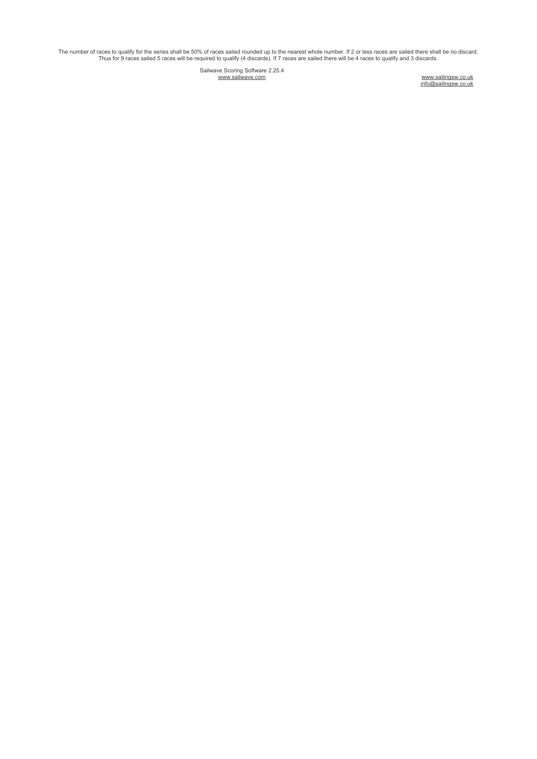The number of races to qualify for the series shall be 50% of races sailed rounded up to the nearest whole number. If 2 or less races are sailed there shall be no discard. Thus for 9 races sailed 5 races will be required to qualify (4 discards). If 7 races are sailed there will be 4 races to qualify and 3 discards.

Sailwave Scoring Software 2.25.4
www.sailwave.com

www.sailingsw.co.uk
info@sailingsw.co.uk